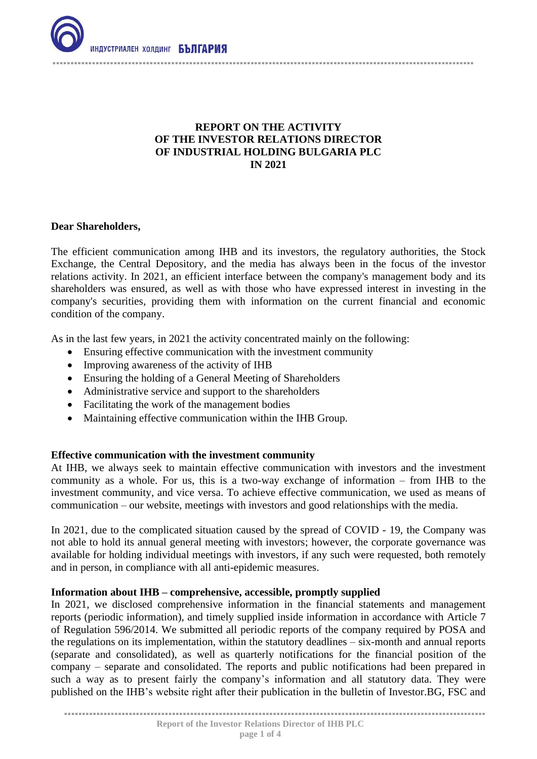ИНДУСТРИАЛЕН ХОЛДИНГ **БЪЛГАРИЯ**

# REPORT ON THE ACTIVITY OF THE INVESTOR RELATIONS DIRECTOR OF INDUSTRIAL HOLDING BULGARIA PLC IN 2021

**Dear Shareholders,**

The efficient communication among IHB and its investors, the regulatory authorities, the Stock Exchange, the Central Depository, and the media has always been in the focus of the investor relations activity. In 2021, an efficient interface between the company's management body and its shareholders was ensured, as well as with those who have expressed interest in investing in the company's securities, providing them with information on the current financial and economic condition of the company.

As in the last few years, in 2021 the activity concentrated mainly on the following:

- Ensuring effective communication with the investment community
- Improving awareness of the activity of IHB
- Ensuring the holding of a General Meeting of Shareholders
- Administrative service and support to the shareholders
- Facilitating the work of the management bodies
- Maintaining effective communication within the IHB Group.

**Effective communication with the investment community**

At IHB, we always seek to maintain effective communication with investors and the investment community as a whole. For us, this is a two-way exchange of information – from IHB to the investment community, and vice versa. To achieve effective communication, we used as means of communication – our website, meetings with investors and good relationships with the media.

In 2021, due to the complicated situation caused by the spread of COVID - 19, the Company was not able to hold its annual general meeting with investors; however, the corporate governance was available for holding individual meetings with investors, if any such were requested, both remotely and in person, in compliance with all anti-epidemic measures.

**Information about IHB – comprehensive, accessible, promptly supplied**

In 2021, we disclosed comprehensive information in the financial statements and management reports (periodic information), and timely supplied inside information in accordance with Article 7 of Regulation 596/2014. We submitted all periodic reports of the company required by POSA and the regulations on its implementation, within the statutory deadlines – six-month and annual reports (separate and consolidated), as well as quarterly notifications for the financial position of the company – separate and consolidated. The reports and public notifications had been prepared in such a way as to present fairly the company's information and all statutory data. They were published on the IHB's website right after their publication in the bulletin of Investor.BG, FSC and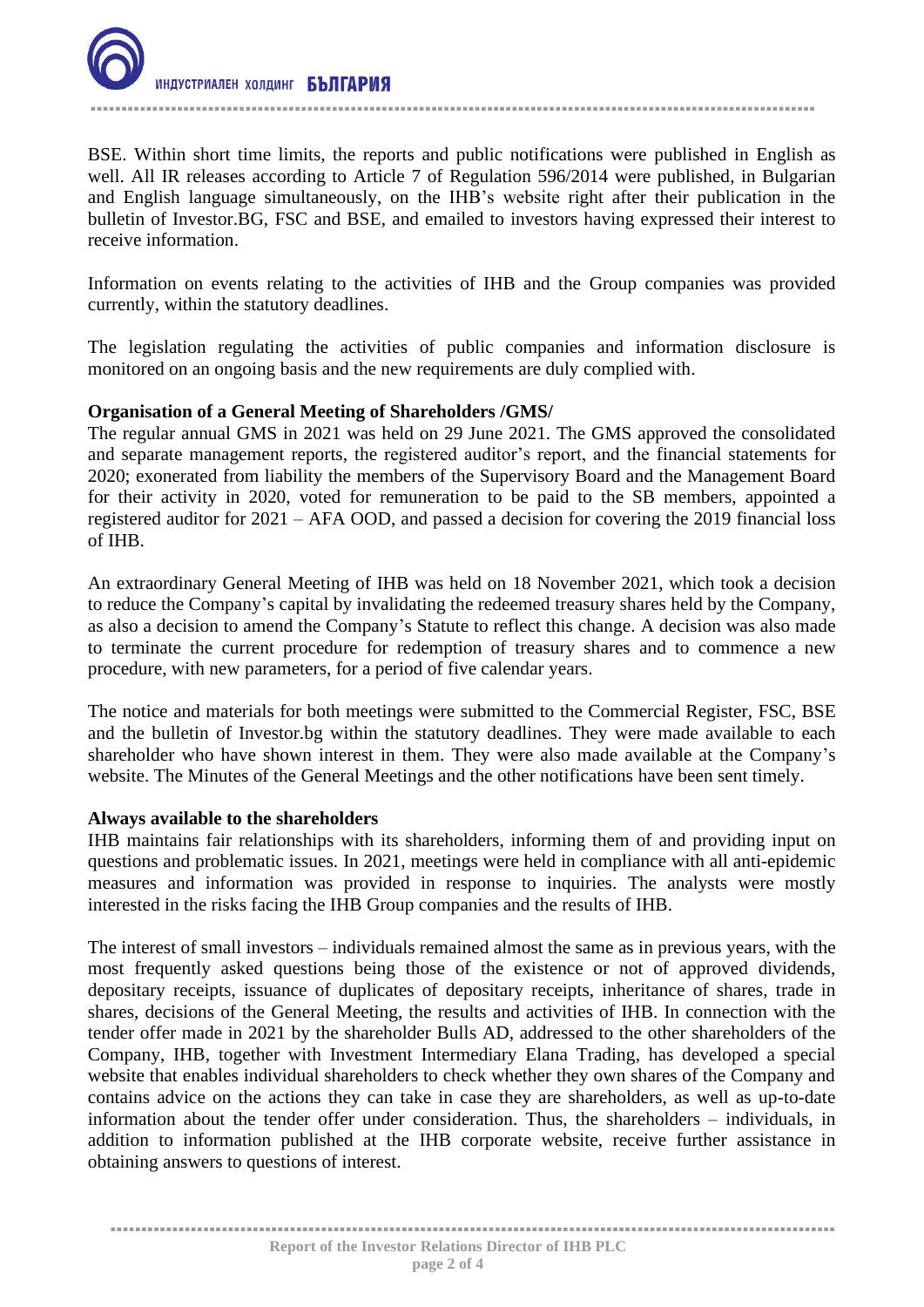BSE. Within short time limits, the reports and public notifications were published in English as well. All IR releases according to Article 7 of Regulation 596/2014 were published, in Bulgarian and English language simultaneously, on the IHB's website right after their publication in the bulletin of Investor.BG, FSC and BSE, and emailed to investors having expressed their interest to receive information.

Information on events relating to the activities of IHB and the Group companies was provided currently, within the statutory deadlines.

The legislation regulating the activities of public companies and information disclosure is monitored on an ongoing basis and the new requirements are duly complied with.

**Organisation of a General Meeting of Shareholders /GMS/**

The regular annual GMS in 2021 was held on 29 June 2021. The GMS approved the consolidated and separate management reports, the registered auditor's report, and the financial statements for 2020; exonerated from liability the members of the Supervisory Board and the Management Board for their activity in 2020, voted for remuneration to be paid to the SB members, appointed a registered auditor for 2021 – AFA OOD, and passed a decision for covering the 2019 financial loss of IHB.

An extraordinary General Meeting of IHB was held on 18 November 2021, which took a decision to reduce the Company's capital by invalidating the redeemed treasury shares held by the Company, as also a decision to amend the Company's Statute to reflect this change. A decision was also made to terminate the current procedure for redemption of treasury shares and to commence a new procedure, with new parameters, for a period of five calendar years.

The notice and materials for both meetings were submitted to the Commercial Register, FSC, BSE and the bulletin of Investor.bg within the statutory deadlines. They were made available to each shareholder who have shown interest in them. They were also made available at the Company's website. The Minutes of the General Meetings and the other notifications have been sent timely.

**Always available to the shareholders**

IHB maintains fair relationships with its shareholders, informing them of and providing input on questions and problematic issues. In 2021, meetings were held in compliance with all anti-epidemic measures and information was provided in response to inquiries. The analysts were mostly interested in the risks facing the IHB Group companies and the results of IHB.

The interest of small investors – individuals remained almost the same as in previous years, with the most frequently asked questions being those of the existence or not of approved dividends, depositary receipts, issuance of duplicates of depositary receipts, inheritance of shares, trade in shares, decisions of the General Meeting, the results and activities of IHB. In connection with the tender offer made in 2021 by the shareholder Bulls AD, addressed to the other shareholders of the Company, IHB, together with Investment Intermediary Elana Trading, has developed a special website that enables individual shareholders to check whether they own shares of the Company and contains advice on the actions they can take in case they are shareholders, as well as up-to-date information about the tender offer under consideration. Thus, the shareholders – individuals, in addition to information published at the IHB corporate website, receive further assistance in obtaining answers to questions of interest.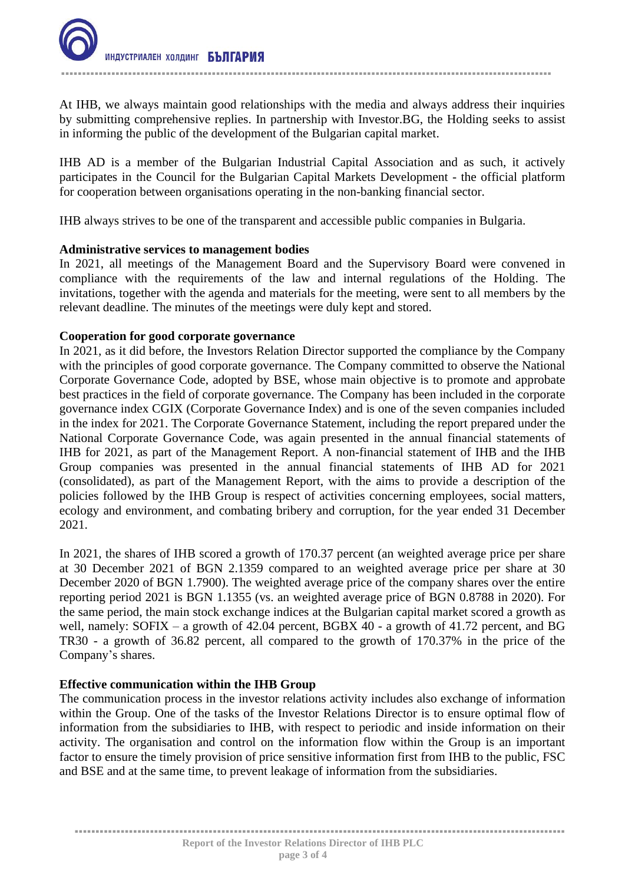At IHB, we always maintain good relationships with the media and always address their inquiries by submitting comprehensive replies. In partnership with Investor.BG, the Holding seeks to assist in informing the public of the development of the Bulgarian capital market.

IHB AD is a member of the Bulgarian Industrial Capital Association and as such, it actively participates in the Council for the Bulgarian Capital Markets Development - the official platform for cooperation between organisations operating in the non-banking financial sector.

IHB always strives to be one of the transparent and accessible public companies in Bulgaria.

**Administrative services to management bodies**

In 2021, all meetings of the Management Board and the Supervisory Board were convened in compliance with the requirements of the law and internal regulations of the Holding. The invitations, together with the agenda and materials for the meeting, were sent to all members by the relevant deadline. The minutes of the meetings were duly kept and stored.

**Cooperation for good corporate governance**

In 2021, as it did before, the Investors Relation Director supported the compliance by the Company with the principles of good corporate governance. The Company committed to observe the National Corporate Governance Code, adopted by BSE, whose main objective is to promote and approbate best practices in the field of corporate governance. The Company has been included in the corporate governance index CGIX (Corporate Governance Index) and is one of the seven companies included in the index for 2021. The Corporate Governance Statement, including the report prepared under the National Corporate Governance Code, was again presented in the annual financial statements of IHB for 2021, as part of the Management Report. A non-financial statement of IHB and the IHB Group companies was presented in the annual financial statements of IHB for 2021 (consolidated), as part of the Management Report, with the aims to provide a description of the policies followed by the IHB Group is respect of activities concerning employees, social matters, ecology and environment, and combating bribery and corruption, for the year ended 31 December 2021.

In 2021, the shares of IHB scored a growth of 170.37 percent (an weighted average price per share at 30 December 2021 of BGN 2.1359 compared to an weighted average price per share at 30 December 2020 of BGN 1.7900). The weighted average price of the company shares over the entire reporting period 2021 is BGN 1.1355 (vs. an weighted average price of BGN 0.8788 in 2020). For the same period, the main stock exchange indices at the Bulgarian capital market scored a growth as well, namely: SOFIX – a growth of 42.04 percent, BGBX 40 - a growth of 41.72 percent, and BG TR30 - a growth of 36.82 percent, all compared to the growth of 170.37% in the price of the Company's shares.

**Effective communication within the IHB Group**

The communication process in the investor relations activity includes also exchange of information within the Group. One of the tasks of the Investor Relations Director is to ensure optimal flow of information from the subsidiaries to IHB, with respect to periodic and inside information on their activity. The organisation and control on the information flow within the Group is an important factor to ensure the timely provision of price sensitive information first from IHB to the public, FSC and BSE and at the same time, to prevent leakage of information from the subsidiaries.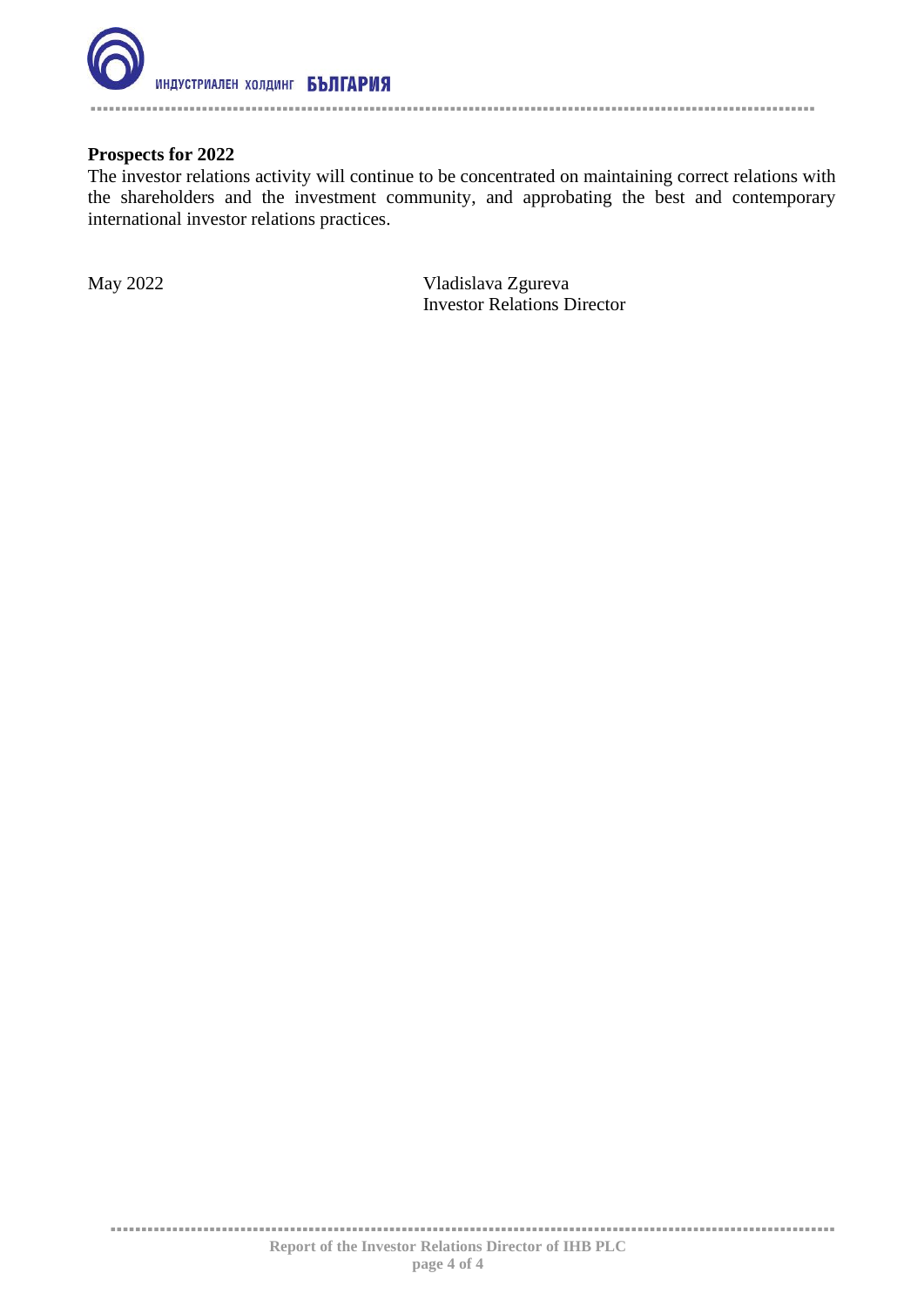**Prospects for 2022**

The investor relations activity will continue to be concentrated on maintaining correct relations with the shareholders and the investment community, and approbating the best and contemporary international investor relations practices.

May 2022

Vladislava Zgureva
Investor Relations Director